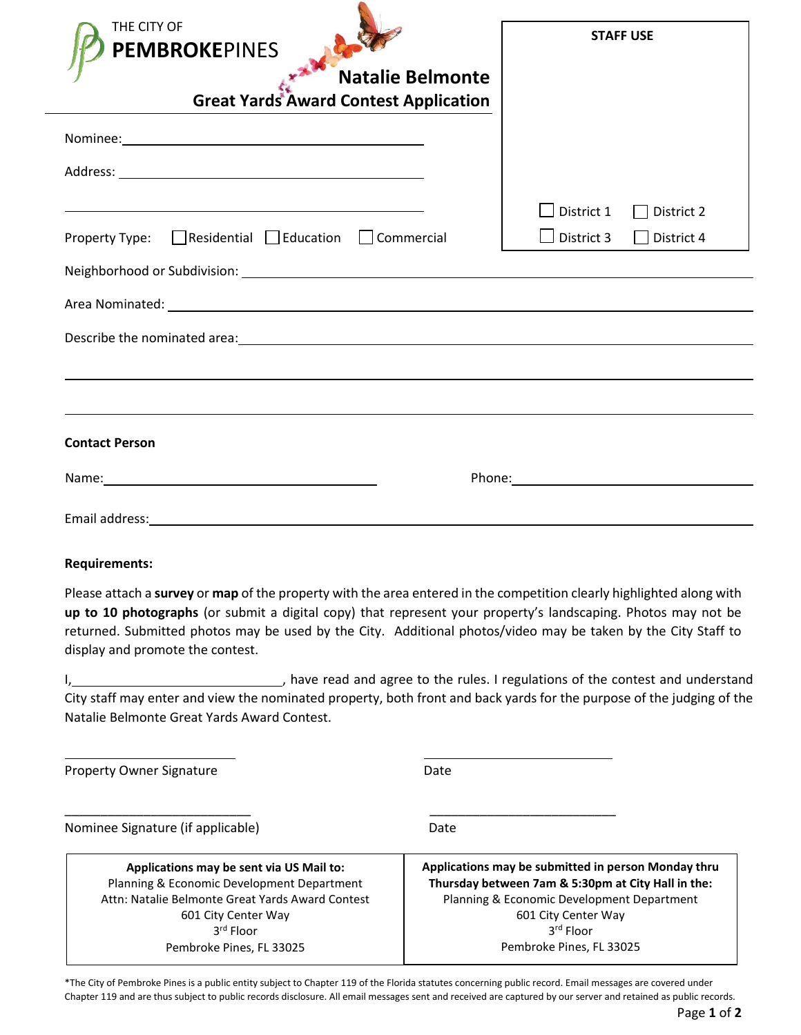THE CITY OF
**PEMBROKEPINES**

# Natalie Belmonte Great Yards Award Contest Application

**STAFF USE**

☐ District 1 ☐ District 2
☐ District 3 ☐ District 4

Nominee: \_\_\_\_\_\_\_\_\_\_\_\_\_\_\_\_\_\_\_\_\_\_\_\_\_\_\_\_\_\_\_\_\_\_\_\_\_\_\_\_

Address: \_\_\_\_\_\_\_\_\_\_\_\_\_\_\_\_\_\_\_\_\_\_\_\_\_\_\_\_\_\_\_\_\_\_\_\_\_\_\_\_

\_\_\_\_\_\_\_\_\_\_\_\_\_\_\_\_\_\_\_\_\_\_\_\_\_\_\_\_\_\_\_\_\_\_\_\_\_\_\_\_\_\_\_\_\_\_\_\_

Property Type: ☐ Residential ☐ Education ☐ Commercial

Neighborhood or Subdivision: \_\_\_\_\_\_\_\_\_\_\_\_\_\_\_\_\_\_\_\_\_\_\_\_\_\_\_\_\_\_\_\_\_\_\_\_\_\_\_\_

Area Nominated: \_\_\_\_\_\_\_\_\_\_\_\_\_\_\_\_\_\_\_\_\_\_\_\_\_\_\_\_\_\_\_\_\_\_\_\_\_\_\_\_

Describe the nominated area: \_\_\_\_\_\_\_\_\_\_\_\_\_\_\_\_\_\_\_\_\_\_\_\_\_\_\_\_\_\_\_\_\_\_\_\_\_\_\_\_

\_\_\_\_\_\_\_\_\_\_\_\_\_\_\_\_\_\_\_\_\_\_\_\_\_\_\_\_\_\_\_\_\_\_\_\_\_\_\_\_\_\_\_\_\_\_\_\_\_\_\_\_\_\_\_\_\_\_\_\_\_\_\_\_

\_\_\_\_\_\_\_\_\_\_\_\_\_\_\_\_\_\_\_\_\_\_\_\_\_\_\_\_\_\_\_\_\_\_\_\_\_\_\_\_\_\_\_\_\_\_\_\_\_\_\_\_\_\_\_\_\_\_\_\_\_\_\_\_

**Contact Person**

Name: \_\_\_\_\_\_\_\_\_\_\_\_\_\_\_\_\_\_\_\_\_\_\_\_\_\_\_\_\_\_\_\_\_\_\_\_\_\_\_\_ Phone: \_\_\_\_\_\_\_\_\_\_\_\_\_\_\_\_\_\_\_\_\_\_\_\_\_\_\_\_

Email address: \_\_\_\_\_\_\_\_\_\_\_\_\_\_\_\_\_\_\_\_\_\_\_\_\_\_\_\_\_\_\_\_\_\_\_\_\_\_\_\_

**Requirements:**

Please attach a **survey** or **map** of the property with the area entered in the competition clearly highlighted along with **up to 10 photographs** (or submit a digital copy) that represent your property's landscaping. Photos may not be returned. Submitted photos may be used by the City. Additional photos/video may be taken by the City Staff to display and promote the contest.

I, \_\_\_\_\_\_\_\_\_\_\_\_\_\_\_\_\_\_\_\_\_\_\_\_\_\_\_\_\_\_, have read and agree to the rules. I regulations of the contest and understand City staff may enter and view the nominated property, both front and back yards for the purpose of the judging of the Natalie Belmonte Great Yards Award Contest.

\_\_\_\_\_\_\_\_\_\_\_\_\_\_\_\_\_\_\_\_\_\_\_\_\_\_\_\_ \_\_\_\_\_\_\_\_\_\_\_\_\_\_\_\_\_\_\_\_\_\_\_\_\_\_\_\_
Property Owner Signature Date

\_\_\_\_\_\_\_\_\_\_\_\_\_\_\_\_\_\_\_\_\_\_\_\_\_\_\_\_ \_\_\_\_\_\_\_\_\_\_\_\_\_\_\_\_\_\_\_\_\_\_\_\_\_\_\_\_
Nominee Signature (if applicable) Date

| **Applications may be sent via US Mail to:** | **Applications may be submitted in person Monday thru Thursday between 7am & 5:30pm at City Hall in the:** |
|---|---|
| Planning & Economic Development Department<br>Attn: Natalie Belmonte Great Yards Award Contest<br>601 City Center Way<br>3rd Floor<br>Pembroke Pines, FL 33025 | Planning & Economic Development Department<br>601 City Center Way<br>3rd Floor<br>Pembroke Pines, FL 33025 |

*The City of Pembroke Pines is a public entity subject to Chapter 119 of the Florida statutes concerning public record. Email messages are covered under Chapter 119 and are thus subject to public records disclosure. All email messages sent and received are captured by our server and retained as public records.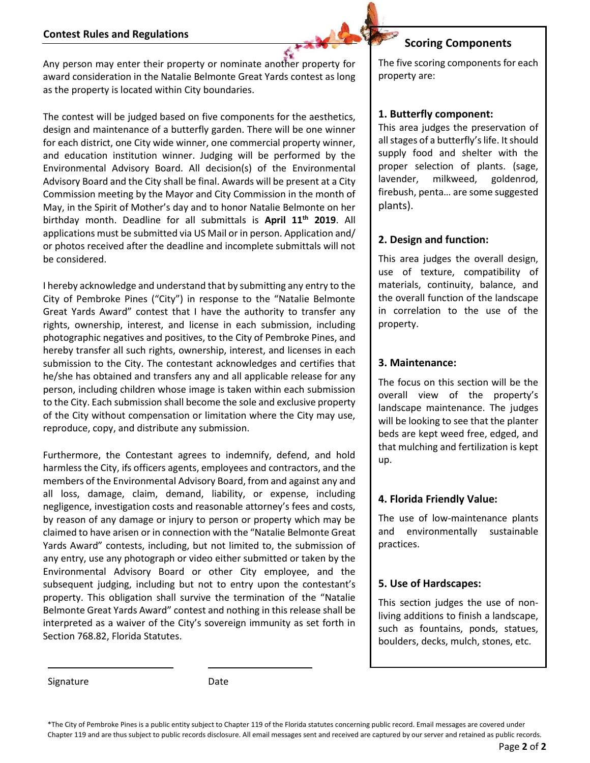## Contest Rules and Regulations

Any person may enter their property or nominate another property for award consideration in the Natalie Belmonte Great Yards contest as long as the property is located within City boundaries.

The contest will be judged based on five components for the aesthetics, design and maintenance of a butterfly garden. There will be one winner for each district, one City wide winner, one commercial property winner, and education institution winner. Judging will be performed by the Environmental Advisory Board. All decision(s) of the Environmental Advisory Board and the City shall be final. Awards will be present at a City Commission meeting by the Mayor and City Commission in the month of May, in the Spirit of Mother's day and to honor Natalie Belmonte on her birthday month. Deadline for all submittals is **April 11th 2019**. All applications must be submitted via US Mail or in person. Application and/ or photos received after the deadline and incomplete submittals will not be considered.

I hereby acknowledge and understand that by submitting any entry to the City of Pembroke Pines ("City") in response to the "Natalie Belmonte Great Yards Award" contest that I have the authority to transfer any rights, ownership, interest, and license in each submission, including photographic negatives and positives, to the City of Pembroke Pines, and hereby transfer all such rights, ownership, interest, and licenses in each submission to the City. The contestant acknowledges and certifies that he/she has obtained and transfers any and all applicable release for any person, including children whose image is taken within each submission to the City. Each submission shall become the sole and exclusive property of the City without compensation or limitation where the City may use, reproduce, copy, and distribute any submission.

Furthermore, the Contestant agrees to indemnify, defend, and hold harmless the City, ifs officers agents, employees and contractors, and the members of the Environmental Advisory Board, from and against any and all loss, damage, claim, demand, liability, or expense, including negligence, investigation costs and reasonable attorney's fees and costs, by reason of any damage or injury to person or property which may be claimed to have arisen or in connection with the "Natalie Belmonte Great Yards Award" contests, including, but not limited to, the submission of any entry, use any photograph or video either submitted or taken by the Environmental Advisory Board or other City employee, and the subsequent judging, including but not to entry upon the contestant's property. This obligation shall survive the termination of the "Natalie Belmonte Great Yards Award" contest and nothing in this release shall be interpreted as a waiver of the City's sovereign immunity as set forth in Section 768.82, Florida Statutes.

Signature ______________________ Date ______________________

## Scoring Components

The five scoring components for each property are:

### 1. Butterfly component:

This area judges the preservation of all stages of a butterfly's life. It should supply food and shelter with the proper selection of plants. (sage, lavender, milkweed, goldenrod, firebush, penta… are some suggested plants).

### 2. Design and function:

This area judges the overall design, use of texture, compatibility of materials, continuity, balance, and the overall function of the landscape in correlation to the use of the property.

### 3. Maintenance:

The focus on this section will be the overall view of the property's landscape maintenance. The judges will be looking to see that the planter beds are kept weed free, edged, and that mulching and fertilization is kept up.

### 4. Florida Friendly Value:

The use of low-maintenance plants and environmentally sustainable practices.

### 5. Use of Hardscapes:

This section judges the use of non-living additions to finish a landscape, such as fountains, ponds, statues, boulders, decks, mulch, stones, etc.

*The City of Pembroke Pines is a public entity subject to Chapter 119 of the Florida statutes concerning public record. Email messages are covered under Chapter 119 and are thus subject to public records disclosure. All email messages sent and received are captured by our server and retained as public records.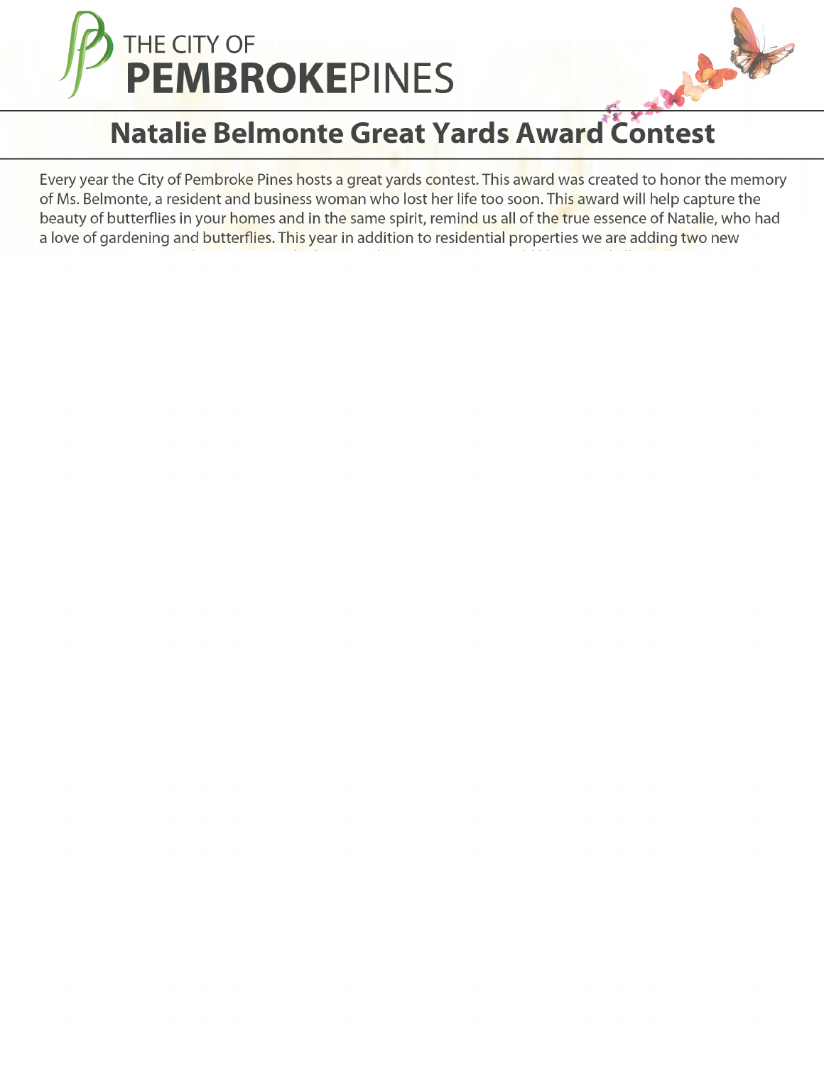THE CITY OF
**PEMBROKE**PINES

# Natalie Belmonte Great Yards Award Contest

Every year the City of Pembroke Pines hosts a great yards contest. This award was created to honor the memory of Ms. Belmonte, a resident and business woman who lost her life too soon. This award will help capture the beauty of butterflies in your homes and in the same spirit, remind us all of the true essence of Natalie, who had a love of gardening and butterflies. This year in addition to residential properties we are adding two new